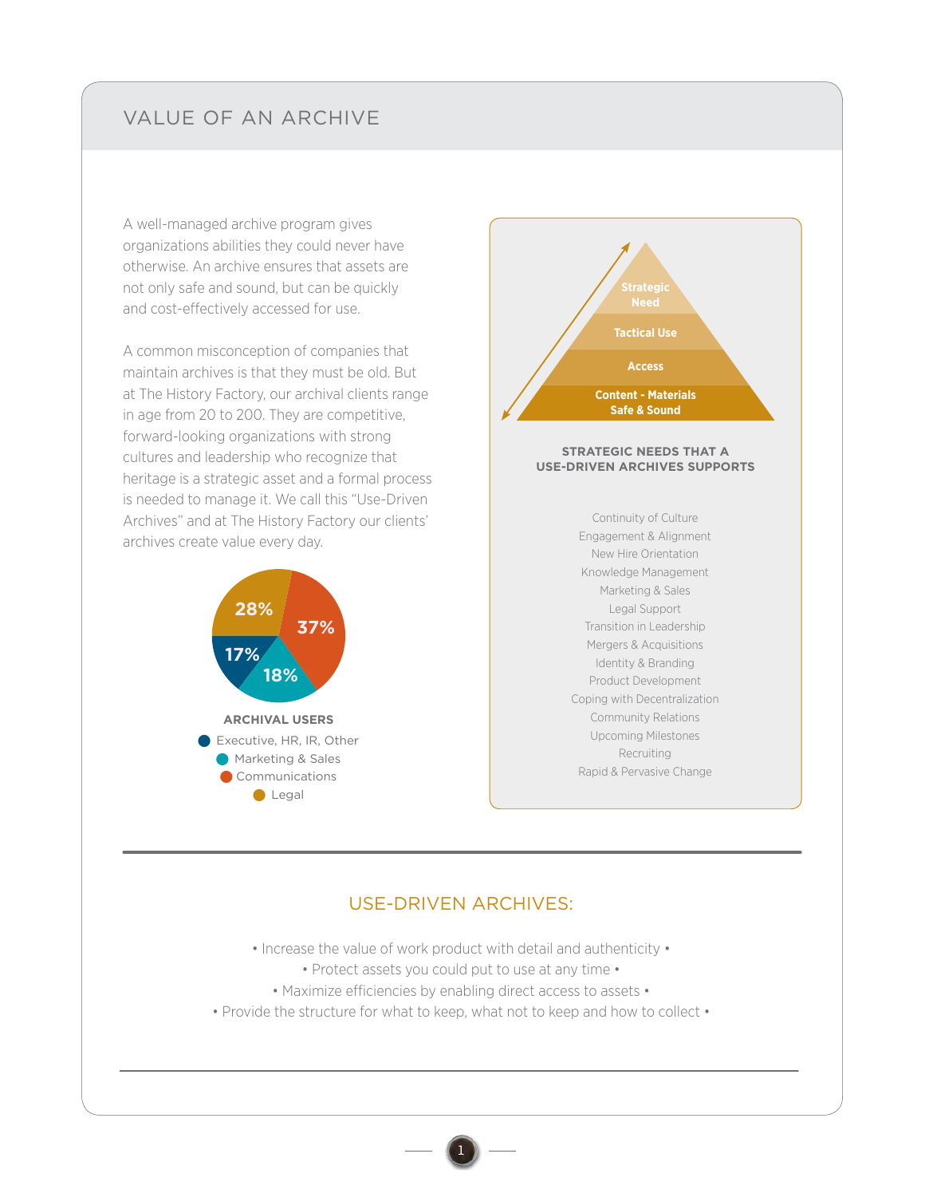# VALUE OF AN ARCHIVE

A well-managed archive program gives organizations abilities they could never have otherwise. An archive ensures that assets are not only safe and sound, but can be quickly and cost-effectively accessed for use.

A common misconception of companies that maintain archives is that they must be old. But at The History Factory, our archival clients range in age from 20 to 200. They are competitive, forward-looking organizations with strong cultures and leadership who recognize that heritage is a strategic asset and a formal process is needed to manage it. We call this "Use-Driven Archives" and at The History Factory our clients' archives create value every day.

**ARCHIVAL USERS**

- Executive, HR, IR, Other: 17%
- Marketing & Sales: 18%
- Communications: 37%
- Legal: 28%

Pyramid (top to bottom):

- Strategic Need
- Tactical Use
- Access
- Content - Materials Safe & Sound

**STRATEGIC NEEDS THAT A USE-DRIVEN ARCHIVES SUPPORTS**

Continuity of Culture
Engagement & Alignment
New Hire Orientation
Knowledge Management
Marketing & Sales
Legal Support
Transition in Leadership
Mergers & Acquisitions
Identity & Branding
Product Development
Coping with Decentralization
Community Relations
Upcoming Milestones
Recruiting
Rapid & Pervasive Change

## USE-DRIVEN ARCHIVES:

• Increase the value of work product with detail and authenticity •
• Protect assets you could put to use at any time •
• Maximize efficiencies by enabling direct access to assets •
• Provide the structure for what to keep, what not to keep and how to collect •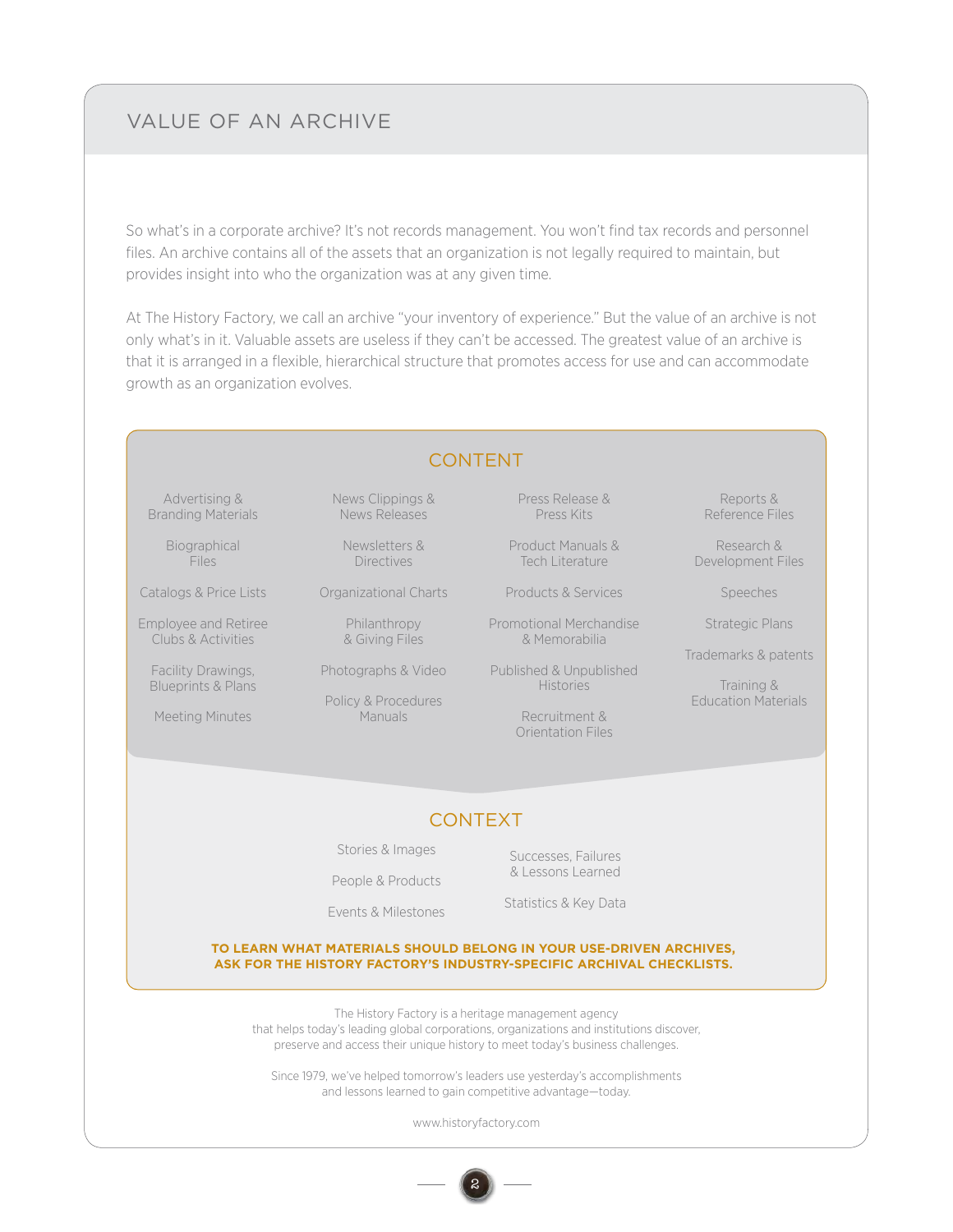# VALUE OF AN ARCHIVE

So what's in a corporate archive? It's not records management. You won't find tax records and personnel files. An archive contains all of the assets that an organization is not legally required to maintain, but provides insight into who the organization was at any given time.

At The History Factory, we call an archive "your inventory of experience." But the value of an archive is not only what's in it. Valuable assets are useless if they can't be accessed. The greatest value of an archive is that it is arranged in a flexible, hierarchical structure that promotes access for use and can accommodate growth as an organization evolves.

## CONTENT

- Advertising & Branding Materials
- Biographical Files
- Catalogs & Price Lists
- Employee and Retiree Clubs & Activities
- Facility Drawings, Blueprints & Plans
- Meeting Minutes
- News Clippings & News Releases
- Newsletters & Directives
- Organizational Charts
- Philanthropy & Giving Files
- Photographs & Video
- Policy & Procedures Manuals
- Press Release & Press Kits
- Product Manuals & Tech Literature
- Products & Services
- Promotional Merchandise & Memorabilia
- Published & Unpublished Histories
- Recruitment & Orientation Files
- Reports & Reference Files
- Research & Development Files
- Speeches
- Strategic Plans
- Trademarks & patents
- Training & Education Materials

## CONTEXT

- Stories & Images
- People & Products
- Events & Milestones
- Successes, Failures & Lessons Learned
- Statistics & Key Data

**TO LEARN WHAT MATERIALS SHOULD BELONG IN YOUR USE-DRIVEN ARCHIVES, ASK FOR THE HISTORY FACTORY'S INDUSTRY-SPECIFIC ARCHIVAL CHECKLISTS.**

The History Factory is a heritage management agency that helps today's leading global corporations, organizations and institutions discover, preserve and access their unique history to meet today's business challenges.

Since 1979, we've helped tomorrow's leaders use yesterday's accomplishments and lessons learned to gain competitive advantage—today.

www.historyfactory.com